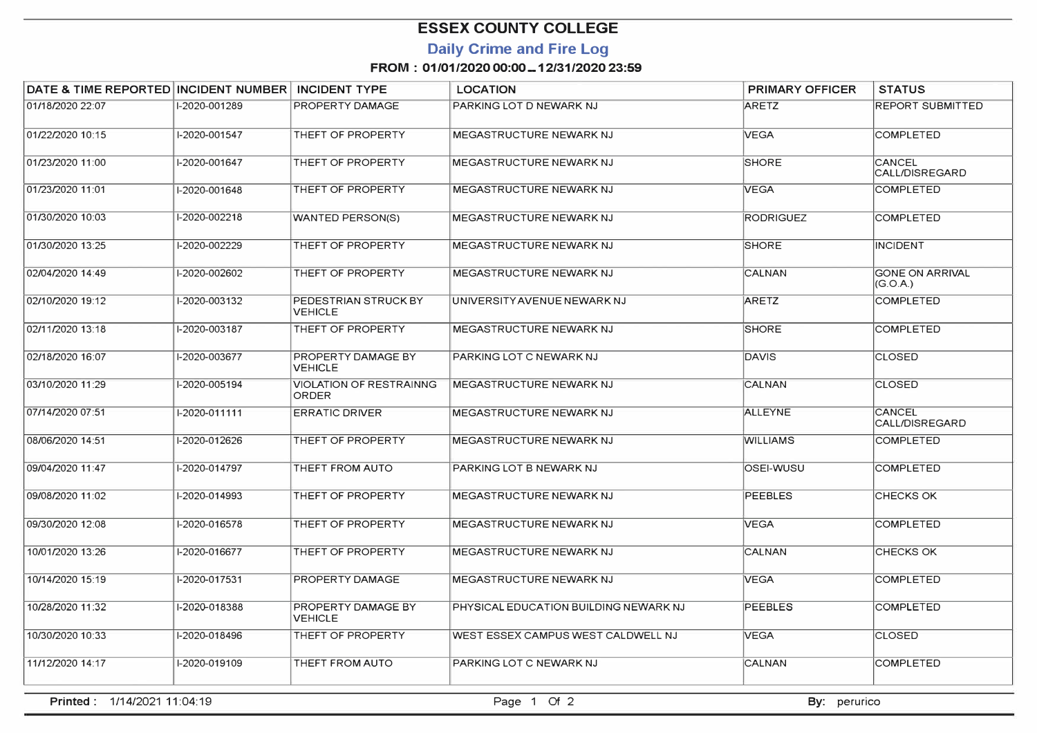# ESSEX COUNTY COLLEGE

## Daily Crime and Fire Log

### FROM : 01/01/2020 00:00 _ 12/31/2020 23:59

| DATE & TIME REPORTED | INCIDENT NUMBER | INCIDENT TYPE | LOCATION | PRIMARY OFFICER | STATUS |
|---|---|---|---|---|---|
| 01/18/2020 22:07 | I-2020-001289 | PROPERTY DAMAGE | PARKING LOT D NEWARK NJ | ARETZ | REPORT SUBMITTED |
| 01/22/2020 10:15 | I-2020-001547 | THEFT OF PROPERTY | MEGASTRUCTURE NEWARK NJ | VEGA | COMPLETED |
| 01/23/2020 11:00 | I-2020-001647 | THEFT OF PROPERTY | MEGASTRUCTURE NEWARK NJ | SHORE | CANCEL CALL/DISREGARD |
| 01/23/2020 11:01 | I-2020-001648 | THEFT OF PROPERTY | MEGASTRUCTURE NEWARK NJ | VEGA | COMPLETED |
| 01/30/2020 10:03 | I-2020-002218 | WANTED PERSON(S) | MEGASTRUCTURE NEWARK NJ | RODRIGUEZ | COMPLETED |
| 01/30/2020 13:25 | I-2020-002229 | THEFT OF PROPERTY | MEGASTRUCTURE NEWARK NJ | SHORE | INCIDENT |
| 02/04/2020 14:49 | I-2020-002602 | THEFT OF PROPERTY | MEGASTRUCTURE NEWARK NJ | CALNAN | GONE ON ARRIVAL (G.O.A.) |
| 02/10/2020 19:12 | I-2020-003132 | PEDESTRIAN STRUCK BY VEHICLE | UNIVERSITY AVENUE NEWARK NJ | ARETZ | COMPLETED |
| 02/11/2020 13:18 | I-2020-003187 | THEFT OF PROPERTY | MEGASTRUCTURE NEWARK NJ | SHORE | COMPLETED |
| 02/18/2020 16:07 | I-2020-003677 | PROPERTY DAMAGE BY VEHICLE | PARKING LOT C NEWARK NJ | DAVIS | CLOSED |
| 03/10/2020 11:29 | I-2020-005194 | VIOLATION OF RESTRAINNG ORDER | MEGASTRUCTURE NEWARK NJ | CALNAN | CLOSED |
| 07/14/2020 07:51 | I-2020-011111 | ERRATIC DRIVER | MEGASTRUCTURE NEWARK NJ | ALLEYNE | CANCEL CALL/DISREGARD |
| 08/06/2020 14:51 | I-2020-012626 | THEFT OF PROPERTY | MEGASTRUCTURE NEWARK NJ | WILLIAMS | COMPLETED |
| 09/04/2020 11:47 | I-2020-014797 | THEFT FROM AUTO | PARKING LOT B NEWARK NJ | OSEI-WUSU | COMPLETED |
| 09/08/2020 11:02 | I-2020-014993 | THEFT OF PROPERTY | MEGASTRUCTURE NEWARK NJ | PEEBLES | CHECKS OK |
| 09/30/2020 12:08 | I-2020-016578 | THEFT OF PROPERTY | MEGASTRUCTURE NEWARK NJ | VEGA | COMPLETED |
| 10/01/2020 13:26 | I-2020-016677 | THEFT OF PROPERTY | MEGASTRUCTURE NEWARK NJ | CALNAN | CHECKS OK |
| 10/14/2020 15:19 | I-2020-017531 | PROPERTY DAMAGE | MEGASTRUCTURE NEWARK NJ | VEGA | COMPLETED |
| 10/28/2020 11:32 | I-2020-018388 | PROPERTY DAMAGE BY VEHICLE | PHYSICAL EDUCATION BUILDING NEWARK NJ | PEEBLES | COMPLETED |
| 10/30/2020 10:33 | I-2020-018496 | THEFT OF PROPERTY | WEST ESSEX CAMPUS WEST CALDWELL NJ | VEGA | CLOSED |
| 11/12/2020 14:17 | I-2020-019109 | THEFT FROM AUTO | PARKING LOT C NEWARK NJ | CALNAN | COMPLETED |

**Printed :** 1/14/2021 11:04:19 **By:** perurico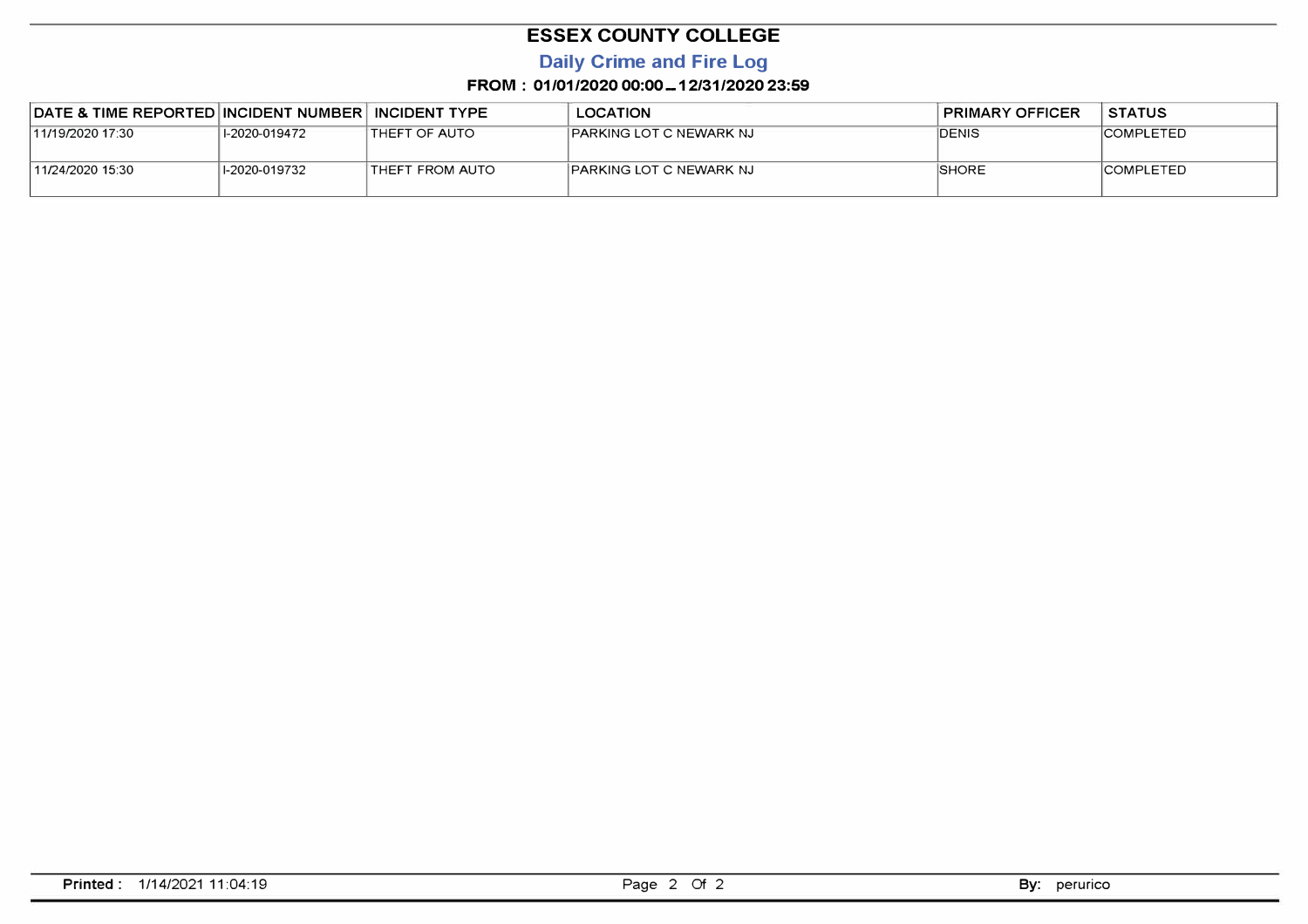# ESSEX COUNTY COLLEGE

## Daily Crime and Fire Log

**FROM : 01/01/2020 00:00 _ 12/31/2020 23:59**

| DATE & TIME REPORTED | INCIDENT NUMBER | INCIDENT TYPE | LOCATION | PRIMARY OFFICER | STATUS |
|---|---|---|---|---|---|
| 11/19/2020 17:30 | I-2020-019472 | THEFT OF AUTO | PARKING LOT C NEWARK NJ | DENIS | COMPLETED |
| 11/24/2020 15:30 | I-2020-019732 | THEFT FROM AUTO | PARKING LOT C NEWARK NJ | SHORE | COMPLETED |

**Printed :** 1/14/2021 11:04:19 **By:** perurico